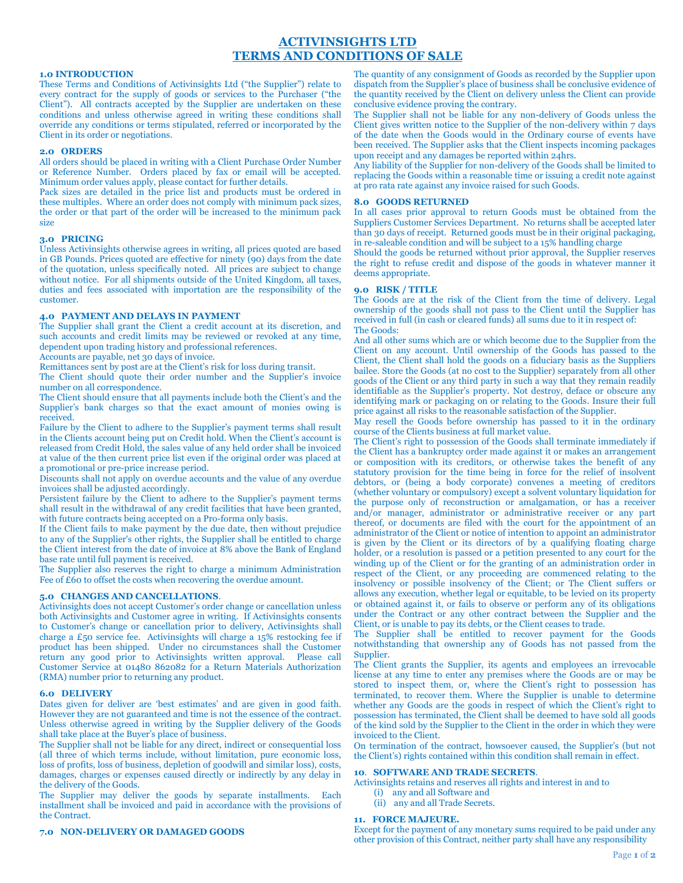# ACTIVINSIGHTS LTD
# TERMS AND CONDITIONS OF SALE

### 1.0 INTRODUCTION

These Terms and Conditions of Activinsights Ltd ("the Supplier") relate to every contract for the supply of goods or services to the Purchaser ("the Client"). All contracts accepted by the Supplier are undertaken on these conditions and unless otherwise agreed in writing these conditions shall override any conditions or terms stipulated, referred or incorporated by the Client in its order or negotiations.

### 2.0 ORDERS

All orders should be placed in writing with a Client Purchase Order Number or Reference Number. Orders placed by fax or email will be accepted. Minimum order values apply, please contact for further details.

Pack sizes are detailed in the price list and products must be ordered in these multiples. Where an order does not comply with minimum pack sizes, the order or that part of the order will be increased to the minimum pack size

### 3.0 PRICING

Unless Activinsights otherwise agrees in writing, all prices quoted are based in GB Pounds. Prices quoted are effective for ninety (90) days from the date of the quotation, unless specifically noted. All prices are subject to change without notice. For all shipments outside of the United Kingdom, all taxes, duties and fees associated with importation are the responsibility of the customer.

### 4.0 PAYMENT AND DELAYS IN PAYMENT

The Supplier shall grant the Client a credit account at its discretion, and such accounts and credit limits may be reviewed or revoked at any time, dependent upon trading history and professional references.

Accounts are payable, net 30 days of invoice.

Remittances sent by post are at the Client's risk for loss during transit.

The Client should quote their order number and the Supplier's invoice number on all correspondence.

The Client should ensure that all payments include both the Client's and the Supplier's bank charges so that the exact amount of monies owing is received.

Failure by the Client to adhere to the Supplier's payment terms shall result in the Clients account being put on Credit hold. When the Client's account is released from Credit Hold, the sales value of any held order shall be invoiced at value of the then current price list even if the original order was placed at a promotional or pre-price increase period.

Discounts shall not apply on overdue accounts and the value of any overdue invoices shall be adjusted accordingly.

Persistent failure by the Client to adhere to the Supplier's payment terms shall result in the withdrawal of any credit facilities that have been granted, with future contracts being accepted on a Pro-forma only basis.

If the Client fails to make payment by the due date, then without prejudice to any of the Supplier's other rights, the Supplier shall be entitled to charge the Client interest from the date of invoice at 8% above the Bank of England base rate until full payment is received.

The Supplier also reserves the right to charge a minimum Administration Fee of £60 to offset the costs when recovering the overdue amount.

### 5.0 CHANGES AND CANCELLATIONS.

Activinsights does not accept Customer's order change or cancellation unless both Activinsights and Customer agree in writing. If Activinsights consents to Customer's change or cancellation prior to delivery, Activinsights shall charge a £50 service fee. Activinsights will charge a 15% restocking fee if product has been shipped. Under no circumstances shall the Customer return any good prior to Activinsights written approval. Please call Customer Service at 01480 862082 for a Return Materials Authorization (RMA) number prior to returning any product.

### 6.0 DELIVERY

Dates given for deliver are 'best estimates' and are given in good faith. However they are not guaranteed and time is not the essence of the contract. Unless otherwise agreed in writing by the Supplier delivery of the Goods shall take place at the Buyer's place of business.

The Supplier shall not be liable for any direct, indirect or consequential loss (all three of which terms include, without limitation, pure economic loss, loss of profits, loss of business, depletion of goodwill and similar loss), costs, damages, charges or expenses caused directly or indirectly by any delay in the delivery of the Goods.

The Supplier may deliver the goods by separate installments. Each installment shall be invoiced and paid in accordance with the provisions of the Contract.

### 7.0 NON-DELIVERY OR DAMAGED GOODS

The quantity of any consignment of Goods as recorded by the Supplier upon dispatch from the Supplier's place of business shall be conclusive evidence of the quantity received by the Client on delivery unless the Client can provide conclusive evidence proving the contrary.

The Supplier shall not be liable for any non-delivery of Goods unless the Client gives written notice to the Supplier of the non-delivery within 7 days of the date when the Goods would in the Ordinary course of events have been received. The Supplier asks that the Client inspects incoming packages upon receipt and any damages be reported within 24hrs.

Any liability of the Supplier for non-delivery of the Goods shall be limited to replacing the Goods within a reasonable time or issuing a credit note against at pro rata rate against any invoice raised for such Goods.

### 8.0 GOODS RETURNED

In all cases prior approval to return Goods must be obtained from the Suppliers Customer Services Department. No returns shall be accepted later than 30 days of receipt. Returned goods must be in their original packaging, in re-saleable condition and will be subject to a 15% handling charge

Should the goods be returned without prior approval, the Supplier reserves the right to refuse credit and dispose of the goods in whatever manner it deems appropriate.

### 9.0 RISK / TITLE

The Goods are at the risk of the Client from the time of delivery. Legal ownership of the goods shall not pass to the Client until the Supplier has received in full (in cash or cleared funds) all sums due to it in respect of:

The Goods:

And all other sums which are or which become due to the Supplier from the Client on any account. Until ownership of the Goods has passed to the Client, the Client shall hold the goods on a fiduciary basis as the Suppliers bailee. Store the Goods (at no cost to the Supplier) separately from all other goods of the Client or any third party in such a way that they remain readily identifiable as the Supplier's property. Not destroy, deface or obscure any identifying mark or packaging on or relating to the Goods. Insure their full price against all risks to the reasonable satisfaction of the Supplier.

May resell the Goods before ownership has passed to it in the ordinary course of the Clients business at full market value.

The Client's right to possession of the Goods shall terminate immediately if the Client has a bankruptcy order made against it or makes an arrangement or composition with its creditors, or otherwise takes the benefit of any statutory provision for the time being in force for the relief of insolvent debtors, or (being a body corporate) convenes a meeting of creditors (whether voluntary or compulsory) except a solvent voluntary liquidation for the purpose only of reconstruction or amalgamation, or has a receiver and/or manager, administrator or administrative receiver or any part thereof, or documents are filed with the court for the appointment of an administrator of the Client or notice of intention to appoint an administrator is given by the Client or its directors of by a qualifying floating charge holder, or a resolution is passed or a petition presented to any court for the winding up of the Client or for the granting of an administration order in respect of the Client, or any proceeding are commenced relating to the insolvency or possible insolvency of the Client; or The Client suffers or allows any execution, whether legal or equitable, to be levied on its property or obtained against it, or fails to observe or perform any of its obligations under the Contract or any other contract between the Supplier and the Client, or is unable to pay its debts, or the Client ceases to trade.

The Supplier shall be entitled to recover payment for the Goods notwithstanding that ownership any of Goods has not passed from the Supplier.

The Client grants the Supplier, its agents and employees an irrevocable license at any time to enter any premises where the Goods are or may be stored to inspect them, or, where the Client's right to possession has terminated, to recover them. Where the Supplier is unable to determine whether any Goods are the goods in respect of which the Client's right to possession has terminated, the Client shall be deemed to have sold all goods of the kind sold by the Supplier to the Client in the order in which they were invoiced to the Client.

On termination of the contract, howsoever caused, the Supplier's (but not the Client's) rights contained within this condition shall remain in effect.

### 10. SOFTWARE AND TRADE SECRETS.

Activinsights retains and reserves all rights and interest in and to

(i) any and all Software and
(ii) any and all Trade Secrets.

### 11. FORCE MAJEURE.

Except for the payment of any monetary sums required to be paid under any other provision of this Contract, neither party shall have any responsibility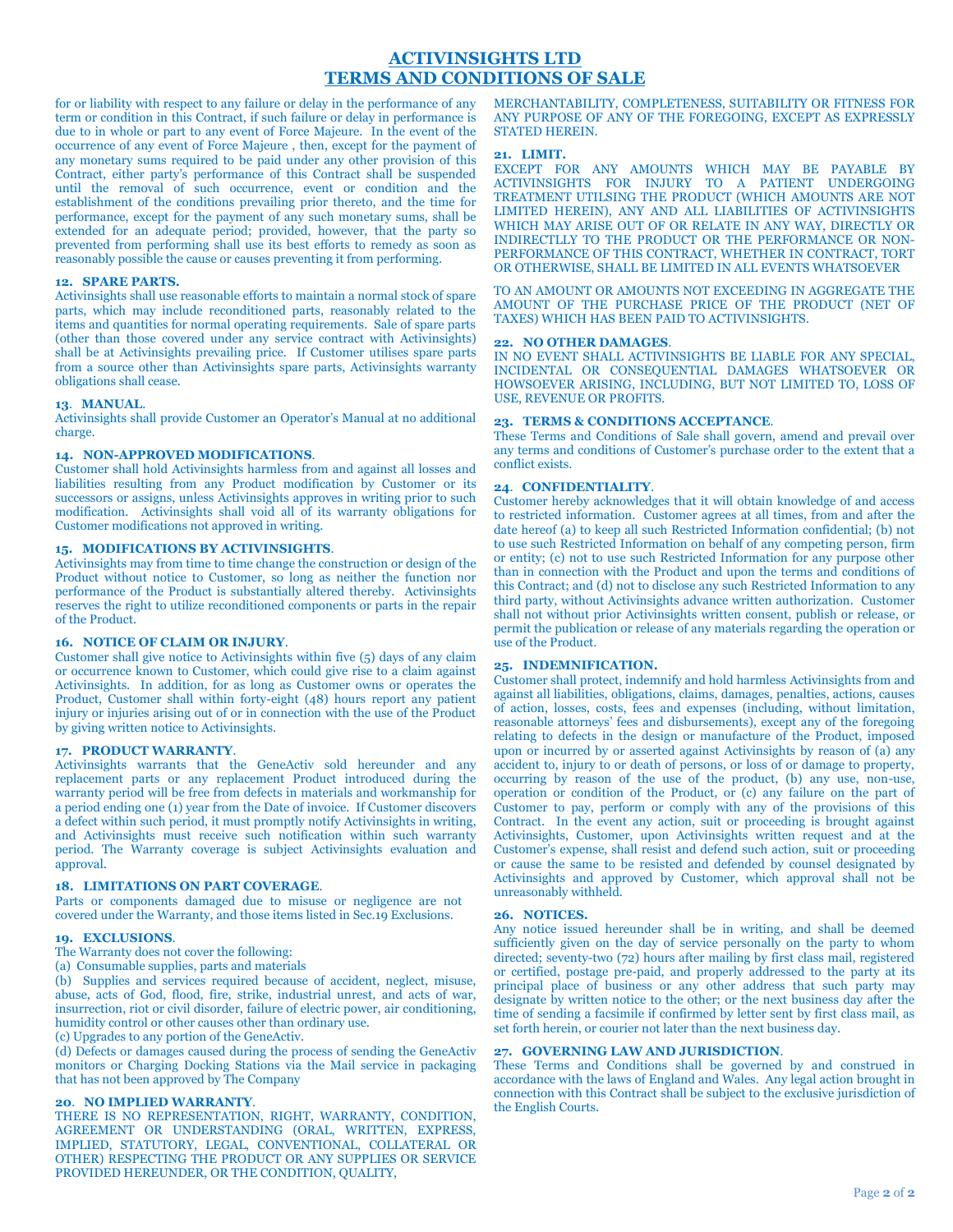# ACTIVINSIGHTS LTD
# TERMS AND CONDITIONS OF SALE

for or liability with respect to any failure or delay in the performance of any term or condition in this Contract, if such failure or delay in performance is due to in whole or part to any event of Force Majeure. In the event of the occurrence of any event of Force Majeure , then, except for the payment of any monetary sums required to be paid under any other provision of this Contract, either party's performance of this Contract shall be suspended until the removal of such occurrence, event or condition and the establishment of the conditions prevailing prior thereto, and the time for performance, except for the payment of any such monetary sums, shall be extended for an adequate period; provided, however, that the party so prevented from performing shall use its best efforts to remedy as soon as reasonably possible the cause or causes preventing it from performing.

**12. SPARE PARTS.**
Activinsights shall use reasonable efforts to maintain a normal stock of spare parts, which may include reconditioned parts, reasonably related to the items and quantities for normal operating requirements. Sale of spare parts (other than those covered under any service contract with Activinsights) shall be at Activinsights prevailing price. If Customer utilises spare parts from a source other than Activinsights spare parts, Activinsights warranty obligations shall cease.

**13. MANUAL.**
Activinsights shall provide Customer an Operator's Manual at no additional charge.

**14. NON-APPROVED MODIFICATIONS.**
Customer shall hold Activinsights harmless from and against all losses and liabilities resulting from any Product modification by Customer or its successors or assigns, unless Activinsights approves in writing prior to such modification. Activinsights shall void all of its warranty obligations for Customer modifications not approved in writing.

**15. MODIFICATIONS BY ACTIVINSIGHTS.**
Activinsights may from time to time change the construction or design of the Product without notice to Customer, so long as neither the function nor performance of the Product is substantially altered thereby. Activinsights reserves the right to utilize reconditioned components or parts in the repair of the Product.

**16. NOTICE OF CLAIM OR INJURY.**
Customer shall give notice to Activinsights within five (5) days of any claim or occurrence known to Customer, which could give rise to a claim against Activinsights. In addition, for as long as Customer owns or operates the Product, Customer shall within forty-eight (48) hours report any patient injury or injuries arising out of or in connection with the use of the Product by giving written notice to Activinsights.

**17. PRODUCT WARRANTY.**
Activinsights warrants that the GeneActiv sold hereunder and any replacement parts or any replacement Product introduced during the warranty period will be free from defects in materials and workmanship for a period ending one (1) year from the Date of invoice. If Customer discovers a defect within such period, it must promptly notify Activinsights in writing, and Activinsights must receive such notification within such warranty period. The Warranty coverage is subject Activinsights evaluation and approval.

**18. LIMITATIONS ON PART COVERAGE.**
Parts or components damaged due to misuse or negligence are not covered under the Warranty, and those items listed in Sec.19 Exclusions.

**19. EXCLUSIONS.**
The Warranty does not cover the following:
(a) Consumable supplies, parts and materials
(b) Supplies and services required because of accident, neglect, misuse, abuse, acts of God, flood, fire, strike, industrial unrest, and acts of war, insurrection, riot or civil disorder, failure of electric power, air conditioning, humidity control or other causes other than ordinary use.
(c) Upgrades to any portion of the GeneActiv.
(d) Defects or damages caused during the process of sending the GeneActiv monitors or Charging Docking Stations via the Mail service in packaging that has not been approved by The Company

**20. NO IMPLIED WARRANTY.**
THERE IS NO REPRESENTATION, RIGHT, WARRANTY, CONDITION, AGREEMENT OR UNDERSTANDING (ORAL, WRITTEN, EXPRESS, IMPLIED, STATUTORY, LEGAL, CONVENTIONAL, COLLATERAL OR OTHER) RESPECTING THE PRODUCT OR ANY SUPPLIES OR SERVICE PROVIDED HEREUNDER, OR THE CONDITION, QUALITY, MERCHANTABILITY, COMPLETENESS, SUITABILITY OR FITNESS FOR ANY PURPOSE OF ANY OF THE FOREGOING, EXCEPT AS EXPRESSLY STATED HEREIN.

**21. LIMIT.**
EXCEPT FOR ANY AMOUNTS WHICH MAY BE PAYABLE BY ACTIVINSIGHTS FOR INJURY TO A PATIENT UNDERGOING TREATMENT UTILSING THE PRODUCT (WHICH AMOUNTS ARE NOT LIMITED HEREIN), ANY AND ALL LIABILITIES OF ACTIVINSIGHTS WHICH MAY ARISE OUT OF OR RELATE IN ANY WAY, DIRECTLY OR INDIRECTLLY TO THE PRODUCT OR THE PERFORMANCE OR NON-PERFORMANCE OF THIS CONTRACT, WHETHER IN CONTRACT, TORT OR OTHERWISE, SHALL BE LIMITED IN ALL EVENTS WHATSOEVER

TO AN AMOUNT OR AMOUNTS NOT EXCEEDING IN AGGREGATE THE AMOUNT OF THE PURCHASE PRICE OF THE PRODUCT (NET OF TAXES) WHICH HAS BEEN PAID TO ACTIVINSIGHTS.

**22. NO OTHER DAMAGES.**
IN NO EVENT SHALL ACTIVINSIGHTS BE LIABLE FOR ANY SPECIAL, INCIDENTAL OR CONSEQUENTIAL DAMAGES WHATSOEVER OR HOWSOEVER ARISING, INCLUDING, BUT NOT LIMITED TO, LOSS OF USE, REVENUE OR PROFITS.

**23. TERMS & CONDITIONS ACCEPTANCE.**
These Terms and Conditions of Sale shall govern, amend and prevail over any terms and conditions of Customer's purchase order to the extent that a conflict exists.

**24. CONFIDENTIALITY.**
Customer hereby acknowledges that it will obtain knowledge of and access to restricted information. Customer agrees at all times, from and after the date hereof (a) to keep all such Restricted Information confidential; (b) not to use such Restricted Information on behalf of any competing person, firm or entity; (c) not to use such Restricted Information for any purpose other than in connection with the Product and upon the terms and conditions of this Contract; and (d) not to disclose any such Restricted Information to any third party, without Activinsights advance written authorization. Customer shall not without prior Activinsights written consent, publish or release, or permit the publication or release of any materials regarding the operation or use of the Product.

**25. INDEMNIFICATION.**
Customer shall protect, indemnify and hold harmless Activinsights from and against all liabilities, obligations, claims, damages, penalties, actions, causes of action, losses, costs, fees and expenses (including, without limitation, reasonable attorneys' fees and disbursements), except any of the foregoing relating to defects in the design or manufacture of the Product, imposed upon or incurred by or asserted against Activinsights by reason of (a) any accident to, injury to or death of persons, or loss of or damage to property, occurring by reason of the use of the product, (b) any use, non-use, operation or condition of the Product, or (c) any failure on the part of Customer to pay, perform or comply with any of the provisions of this Contract. In the event any action, suit or proceeding is brought against Activinsights, Customer, upon Activinsights written request and at the Customer's expense, shall resist and defend such action, suit or proceeding or cause the same to be resisted and defended by counsel designated by Activinsights and approved by Customer, which approval shall not be unreasonably withheld.

**26. NOTICES.**
Any notice issued hereunder shall be in writing, and shall be deemed sufficiently given on the day of service personally on the party to whom directed; seventy-two (72) hours after mailing by first class mail, registered or certified, postage pre-paid, and properly addressed to the party at its principal place of business or any other address that such party may designate by written notice to the other; or the next business day after the time of sending a facsimile if confirmed by letter sent by first class mail, as set forth herein, or courier not later than the next business day.

**27. GOVERNING LAW AND JURISDICTION.**
These Terms and Conditions shall be governed by and construed in accordance with the laws of England and Wales. Any legal action brought in connection with this Contract shall be subject to the exclusive jurisdiction of the English Courts.